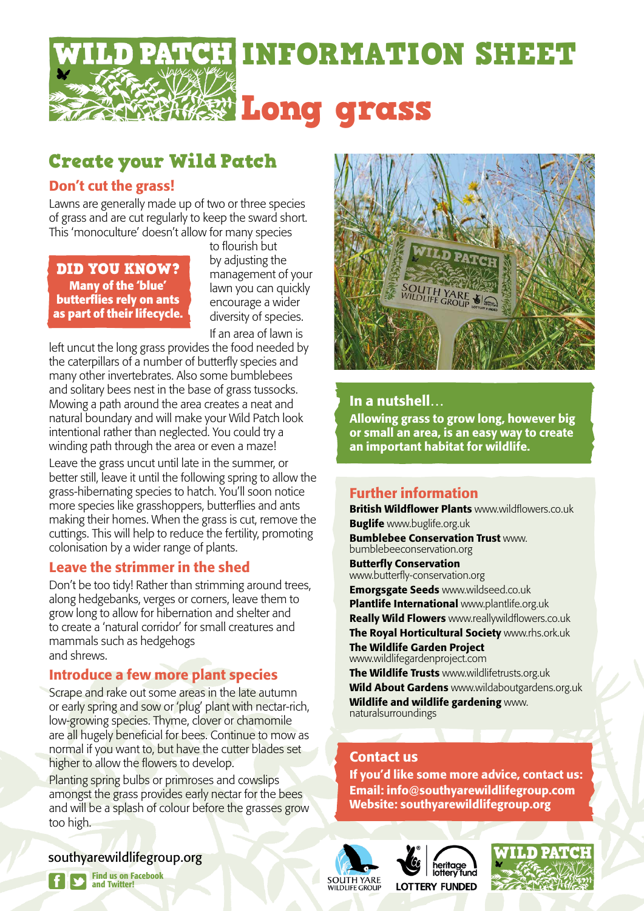# WILD PATCH INFORMATION SHEET

# Long grass

## Create your Wild Patch

### Don't cut the grass!

Lawns are generally made up of two or three species of grass and are cut regularly to keep the sward short. This 'monoculture' doesn't allow for many species to flourish but by adjusting the management of your lawn you can quickly encourage a wider diversity of species.

**DID YOU KNOW?**
**Many of the 'blue' butterflies rely on ants as part of their lifecycle.**

If an area of lawn is left uncut the long grass provides the food needed by the caterpillars of a number of butterfly species and many other invertebrates. Also some bumblebees and solitary bees nest in the base of grass tussocks. Mowing a path around the area creates a neat and natural boundary and will make your Wild Patch look intentional rather than neglected. You could try a winding path through the area or even a maze!

Leave the grass uncut until late in the summer, or better still, leave it until the following spring to allow the grass-hibernating species to hatch. You'll soon notice more species like grasshoppers, butterflies and ants making their homes. When the grass is cut, remove the cuttings. This will help to reduce the fertility, promoting colonisation by a wider range of plants.

### Leave the strimmer in the shed

Don't be too tidy! Rather than strimming around trees, along hedgebanks, verges or corners, leave them to grow long to allow for hibernation and shelter and to create a 'natural corridor' for small creatures and mammals such as hedgehogs and shrews.

### Introduce a few more plant species

Scrape and rake out some areas in the late autumn or early spring and sow or 'plug' plant with nectar-rich, low-growing species. Thyme, clover or chamomile are all hugely beneficial for bees. Continue to mow as normal if you want to, but have the cutter blades set higher to allow the flowers to develop.

Planting spring bulbs or primroses and cowslips amongst the grass provides early nectar for the bees and will be a splash of colour before the grasses grow too high.

### In a nutshell…

**Allowing grass to grow long, however big or small an area, is an easy way to create an important habitat for wildlife.**

### Further information

**British Wildflower Plants** www.wildflowers.co.uk
**Buglife** www.buglife.org.uk
**Bumblebee Conservation Trust** www.bumblebeeconservation.org
**Butterfly Conservation** www.butterfly-conservation.org
**Emorgsgate Seeds** www.wildseed.co.uk
**Plantlife International** www.plantlife.org.uk
**Really Wild Flowers** www.reallywildflowers.co.uk
**The Royal Horticultural Society** www.rhs.ork.uk
**The Wildlife Garden Project** www.wildlifegardenproject.com
**The Wildlife Trusts** www.wildlifetrusts.org.uk
**Wild About Gardens** www.wildaboutgardens.org.uk
**Wildlife and wildlife gardening** www.naturalsurroundings

### Contact us

**If you'd like some more advice, contact us:**
**Email: info@southyarewildlifegroup.com**
**Website: southyarewildlifegroup.org**

southyarewildlifegroup.org

Find us on Facebook and Twitter!

SOUTH YARE WILDLIFE GROUP · heritage lottery fund LOTTERY FUNDED · WILD PATCH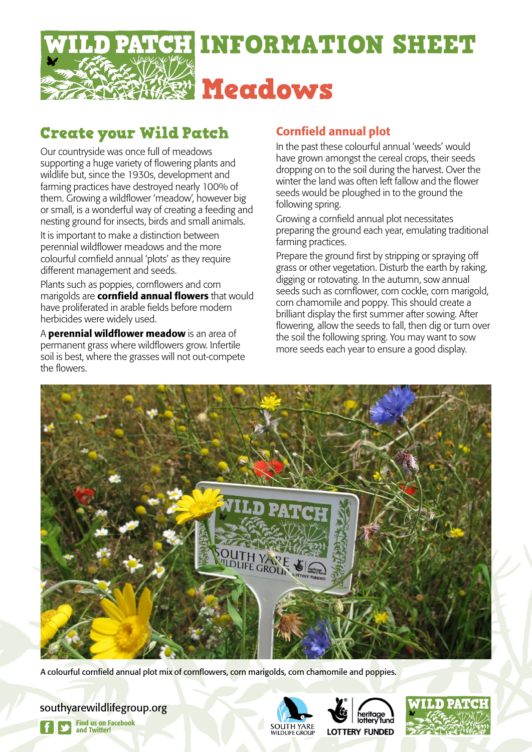# WILD PATCH INFORMATION SHEET

# Meadows

## Create your Wild Patch

Our countryside was once full of meadows supporting a huge variety of flowering plants and wildlife but, since the 1930s, development and farming practices have destroyed nearly 100% of them. Growing a wildflower 'meadow', however big or small, is a wonderful way of creating a feeding and nesting ground for insects, birds and small animals.

It is important to make a distinction between perennial wildflower meadows and the more colourful cornfield annual 'plots' as they require different management and seeds.

Plants such as poppies, cornflowers and corn marigolds are **cornfield annual flowers** that would have proliferated in arable fields before modern herbicides were widely used.

A **perennial wildflower meadow** is an area of permanent grass where wildflowers grow. Infertile soil is best, where the grasses will not out-compete the flowers.

### Cornfield annual plot

In the past these colourful annual 'weeds' would have grown amongst the cereal crops, their seeds dropping on to the soil during the harvest. Over the winter the land was often left fallow and the flower seeds would be ploughed in to the ground the following spring.

Growing a cornfield annual plot necessitates preparing the ground each year, emulating traditional farming practices.

Prepare the ground first by stripping or spraying off grass or other vegetation. Disturb the earth by raking, digging or rotovating. In the autumn, sow annual seeds such as cornflower, corn cockle, corn marigold, corn chamomile and poppy. This should create a brilliant display the first summer after sowing. After flowering, allow the seeds to fall, then dig or turn over the soil the following spring. You may want to sow more seeds each year to ensure a good display.

A colourful cornfield annual plot mix of cornflowers, corn marigolds, corn chamomile and poppies.

southyarewildlifegroup.org

Find us on Facebook and Twitter!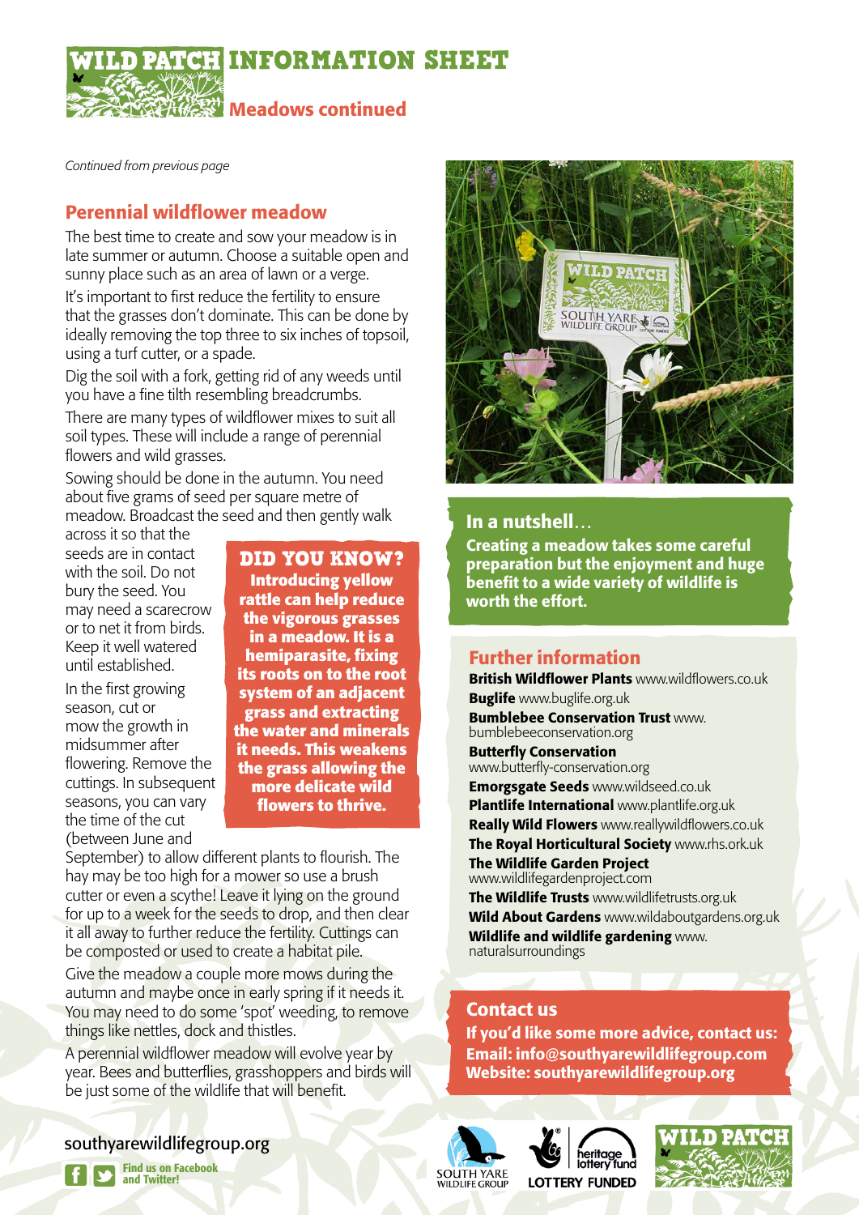# WILD PATCH INFORMATION SHEET

## Meadows continued

*Continued from previous page*

## Perennial wildflower meadow

The best time to create and sow your meadow is in late summer or autumn. Choose a suitable open and sunny place such as an area of lawn or a verge.

It's important to first reduce the fertility to ensure that the grasses don't dominate. This can be done by ideally removing the top three to six inches of topsoil, using a turf cutter, or a spade.

Dig the soil with a fork, getting rid of any weeds until you have a fine tilth resembling breadcrumbs.

There are many types of wildflower mixes to suit all soil types. These will include a range of perennial flowers and wild grasses.

Sowing should be done in the autumn. You need about five grams of seed per square metre of meadow. Broadcast the seed and then gently walk across it so that the seeds are in contact with the soil. Do not bury the seed. You may need a scarecrow or to net it from birds. Keep it well watered until established.

In the first growing season, cut or mow the growth in midsummer after flowering. Remove the cuttings. In subsequent seasons, you can vary the time of the cut (between June and September) to allow different plants to flourish. The hay may be too high for a mower so use a brush cutter or even a scythe! Leave it lying on the ground for up to a week for the seeds to drop, and then clear it all away to further reduce the fertility. Cuttings can be composted or used to create a habitat pile.

Give the meadow a couple more mows during the autumn and maybe once in early spring if it needs it. You may need to do some 'spot' weeding, to remove things like nettles, dock and thistles.

A perennial wildflower meadow will evolve year by year. Bees and butterflies, grasshoppers and birds will be just some of the wildlife that will benefit.

### DID YOU KNOW?

**Introducing yellow rattle can help reduce the vigorous grasses in a meadow. It is a hemiparasite, fixing its roots on to the root system of an adjacent grass and extracting the water and minerals it needs. This weakens the grass allowing the more delicate wild flowers to thrive.**

## In a nutshell…

**Creating a meadow takes some careful preparation but the enjoyment and huge benefit to a wide variety of wildlife is worth the effort.**

## Further information

- **British Wildflower Plants** www.wildflowers.co.uk
- **Buglife** www.buglife.org.uk
- **Bumblebee Conservation Trust** www.bumblebeeconservation.org
- **Butterfly Conservation** www.butterfly-conservation.org
- **Emorgsgate Seeds** www.wildseed.co.uk
- **Plantlife International** www.plantlife.org.uk
- **Really Wild Flowers** www.reallywildflowers.co.uk
- **The Royal Horticultural Society** www.rhs.ork.uk
- **The Wildlife Garden Project** www.wildlifegardenproject.com
- **The Wildlife Trusts** www.wildlifetrusts.org.uk
- **Wild About Gardens** www.wildaboutgardens.org.uk
- **Wildlife and wildlife gardening** www.naturalsurroundings

## Contact us

**If you'd like some more advice, contact us:**
**Email: info@southyarewildlifegroup.com**
**Website: southyarewildlifegroup.org**

southyarewildlifegroup.org

Find us on Facebook and Twitter!

SOUTH YARE WILDLIFE GROUP

heritage lottery fund LOTTERY FUNDED

WILD PATCH